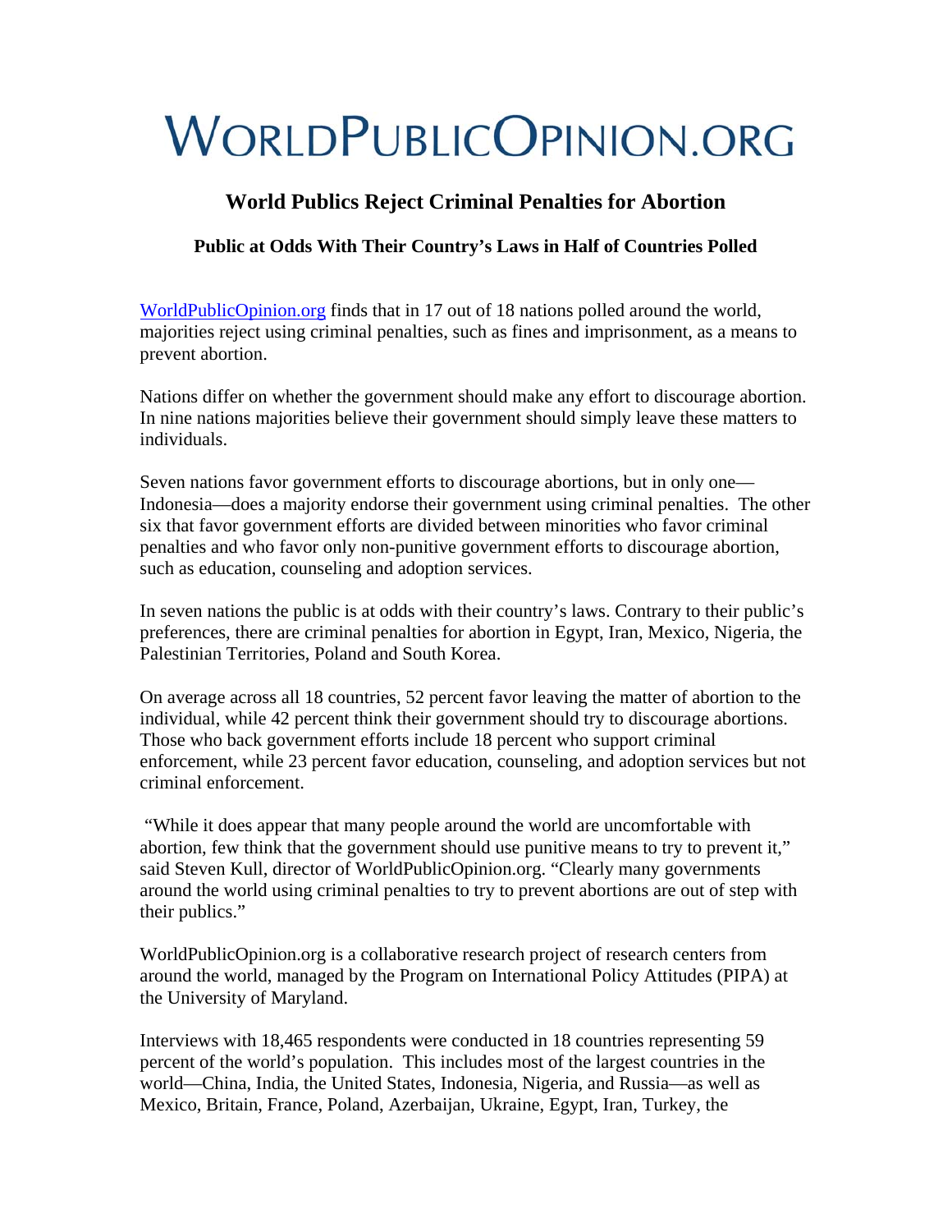# WorldPublicOpinion.org

## World Publics Reject Criminal Penalties for Abortion

### Public at Odds With Their Country's Laws in Half of Countries Polled

WorldPublicOpinion.org finds that in 17 out of 18 nations polled around the world, majorities reject using criminal penalties, such as fines and imprisonment, as a means to prevent abortion.

Nations differ on whether the government should make any effort to discourage abortion. In nine nations majorities believe their government should simply leave these matters to individuals.

Seven nations favor government efforts to discourage abortions, but in only one—Indonesia—does a majority endorse their government using criminal penalties. The other six that favor government efforts are divided between minorities who favor criminal penalties and who favor only non-punitive government efforts to discourage abortion, such as education, counseling and adoption services.

In seven nations the public is at odds with their country's laws. Contrary to their public's preferences, there are criminal penalties for abortion in Egypt, Iran, Mexico, Nigeria, the Palestinian Territories, Poland and South Korea.

On average across all 18 countries, 52 percent favor leaving the matter of abortion to the individual, while 42 percent think their government should try to discourage abortions. Those who back government efforts include 18 percent who support criminal enforcement, while 23 percent favor education, counseling, and adoption services but not criminal enforcement.

"While it does appear that many people around the world are uncomfortable with abortion, few think that the government should use punitive means to try to prevent it," said Steven Kull, director of WorldPublicOpinion.org. "Clearly many governments around the world using criminal penalties to try to prevent abortions are out of step with their publics."

WorldPublicOpinion.org is a collaborative research project of research centers from around the world, managed by the Program on International Policy Attitudes (PIPA) at the University of Maryland.

Interviews with 18,465 respondents were conducted in 18 countries representing 59 percent of the world's population. This includes most of the largest countries in the world—China, India, the United States, Indonesia, Nigeria, and Russia—as well as Mexico, Britain, France, Poland, Azerbaijan, Ukraine, Egypt, Iran, Turkey, the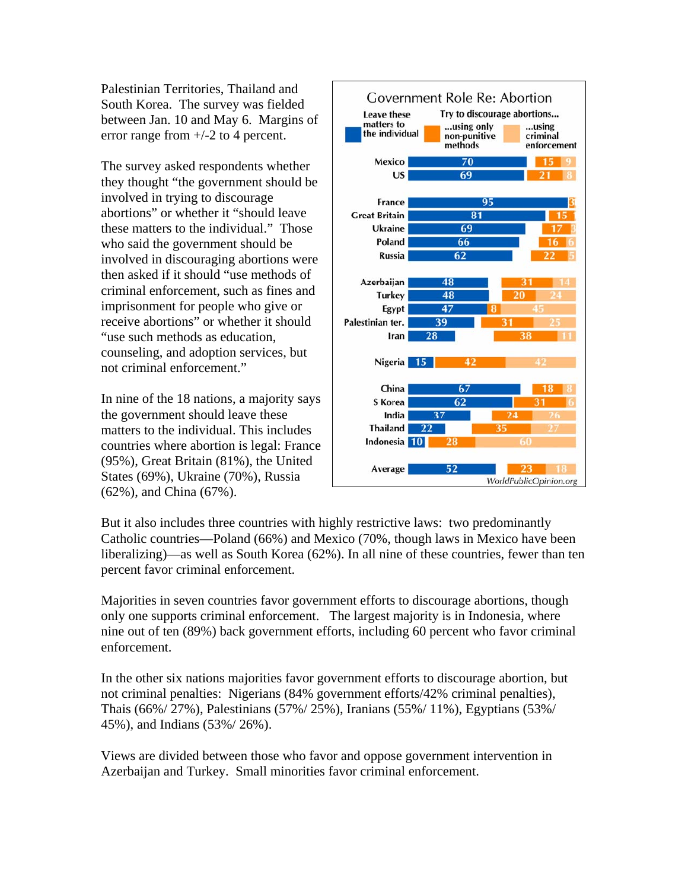Palestinian Territories, Thailand and South Korea. The survey was fielded between Jan. 10 and May 6. Margins of error range from +/-2 to 4 percent.

The survey asked respondents whether they thought "the government should be involved in trying to discourage abortions" or whether it "should leave these matters to the individual." Those who said the government should be involved in discouraging abortions were then asked if it should "use methods of criminal enforcement, such as fines and imprisonment for people who give or receive abortions" or whether it should "use such methods as education, counseling, and adoption services, but not criminal enforcement."

In nine of the 18 nations, a majority says the government should leave these matters to the individual. This includes countries where abortion is legal: France (95%), Great Britain (81%), the United States (69%), Ukraine (70%), Russia (62%), and China (67%).

**Government Role Re: Abortion**

| | Leave these matters to the individual | Try to discourage abortions... ...using only non-punitive methods | ...using criminal enforcement |
|---|---|---|---|
| Mexico | 70 | 15 | 9 |
| US | 69 | 21 | 8 |
| France | 95 | | 3 |
| Great Britain | 81 | 15 | 1 |
| Ukraine | 69 | 17 | 3 |
| Poland | 66 | 16 | 6 |
| Russia | 62 | 22 | 5 |
| Azerbaijan | 48 | 31 | 14 |
| Turkey | 48 | 20 | 24 |
| Egypt | 47 | 8 | 45 |
| Palestinian ter. | 39 | 31 | 25 |
| Iran | 28 | 38 | 11 |
| Nigeria | 15 | 42 | 42 |
| China | 67 | 18 | 8 |
| S Korea | 62 | 31 | 6 |
| India | 37 | 24 | 26 |
| Thailand | 22 | 35 | 27 |
| Indonesia | 10 | 28 | 60 |
| Average | 52 | 23 | 18 |

WorldPublicOpinion.org

But it also includes three countries with highly restrictive laws: two predominantly Catholic countries—Poland (66%) and Mexico (70%, though laws in Mexico have been liberalizing)—as well as South Korea (62%). In all nine of these countries, fewer than ten percent favor criminal enforcement.

Majorities in seven countries favor government efforts to discourage abortions, though only one supports criminal enforcement. The largest majority is in Indonesia, where nine out of ten (89%) back government efforts, including 60 percent who favor criminal enforcement.

In the other six nations majorities favor government efforts to discourage abortion, but not criminal penalties: Nigerians (84% government efforts/42% criminal penalties), Thais (66%/ 27%), Palestinians (57%/ 25%), Iranians (55%/ 11%), Egyptians (53%/ 45%), and Indians (53%/ 26%).

Views are divided between those who favor and oppose government intervention in Azerbaijan and Turkey. Small minorities favor criminal enforcement.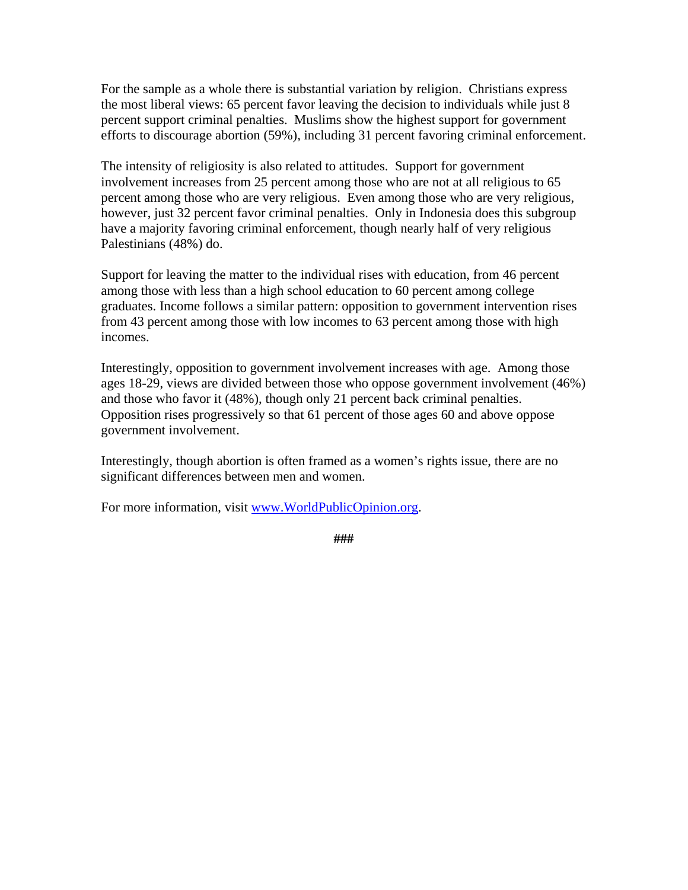For the sample as a whole there is substantial variation by religion. Christians express the most liberal views: 65 percent favor leaving the decision to individuals while just 8 percent support criminal penalties. Muslims show the highest support for government efforts to discourage abortion (59%), including 31 percent favoring criminal enforcement.

The intensity of religiosity is also related to attitudes. Support for government involvement increases from 25 percent among those who are not at all religious to 65 percent among those who are very religious. Even among those who are very religious, however, just 32 percent favor criminal penalties. Only in Indonesia does this subgroup have a majority favoring criminal enforcement, though nearly half of very religious Palestinians (48%) do.

Support for leaving the matter to the individual rises with education, from 46 percent among those with less than a high school education to 60 percent among college graduates. Income follows a similar pattern: opposition to government intervention rises from 43 percent among those with low incomes to 63 percent among those with high incomes.

Interestingly, opposition to government involvement increases with age. Among those ages 18-29, views are divided between those who oppose government involvement (46%) and those who favor it (48%), though only 21 percent back criminal penalties. Opposition rises progressively so that 61 percent of those ages 60 and above oppose government involvement.

Interestingly, though abortion is often framed as a women's rights issue, there are no significant differences between men and women.

For more information, visit [www.WorldPublicOpinion.org](http://www.WorldPublicOpinion.org).

**###**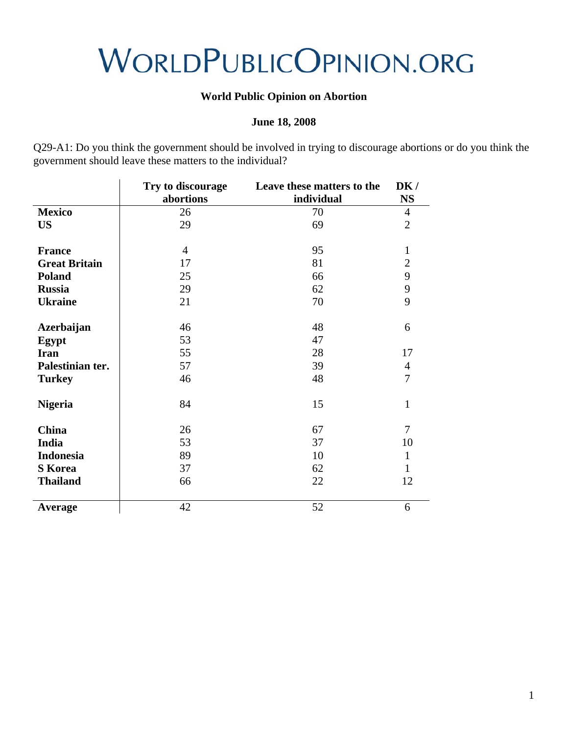# WorldPublicOpinion.org

**World Public Opinion on Abortion**

**June 18, 2008**

Q29-A1: Do you think the government should be involved in trying to discourage abortions or do you think the government should leave these matters to the individual?

| | Try to discourage abortions | Leave these matters to the individual | DK / NS |
|---|---|---|---|
| **Mexico** | 26 | 70 | 4 |
| **US** | 29 | 69 | 2 |
| | | | |
| **France** | 4 | 95 | 1 |
| **Great Britain** | 17 | 81 | 2 |
| **Poland** | 25 | 66 | 9 |
| **Russia** | 29 | 62 | 9 |
| **Ukraine** | 21 | 70 | 9 |
| | | | |
| **Azerbaijan** | 46 | 48 | 6 |
| **Egypt** | 53 | 47 | |
| **Iran** | 55 | 28 | 17 |
| **Palestinian ter.** | 57 | 39 | 4 |
| **Turkey** | 46 | 48 | 7 |
| | | | |
| **Nigeria** | 84 | 15 | 1 |
| | | | |
| **China** | 26 | 67 | 7 |
| **India** | 53 | 37 | 10 |
| **Indonesia** | 89 | 10 | 1 |
| **S Korea** | 37 | 62 | 1 |
| **Thailand** | 66 | 22 | 12 |
| | | | |
| **Average** | 42 | 52 | 6 |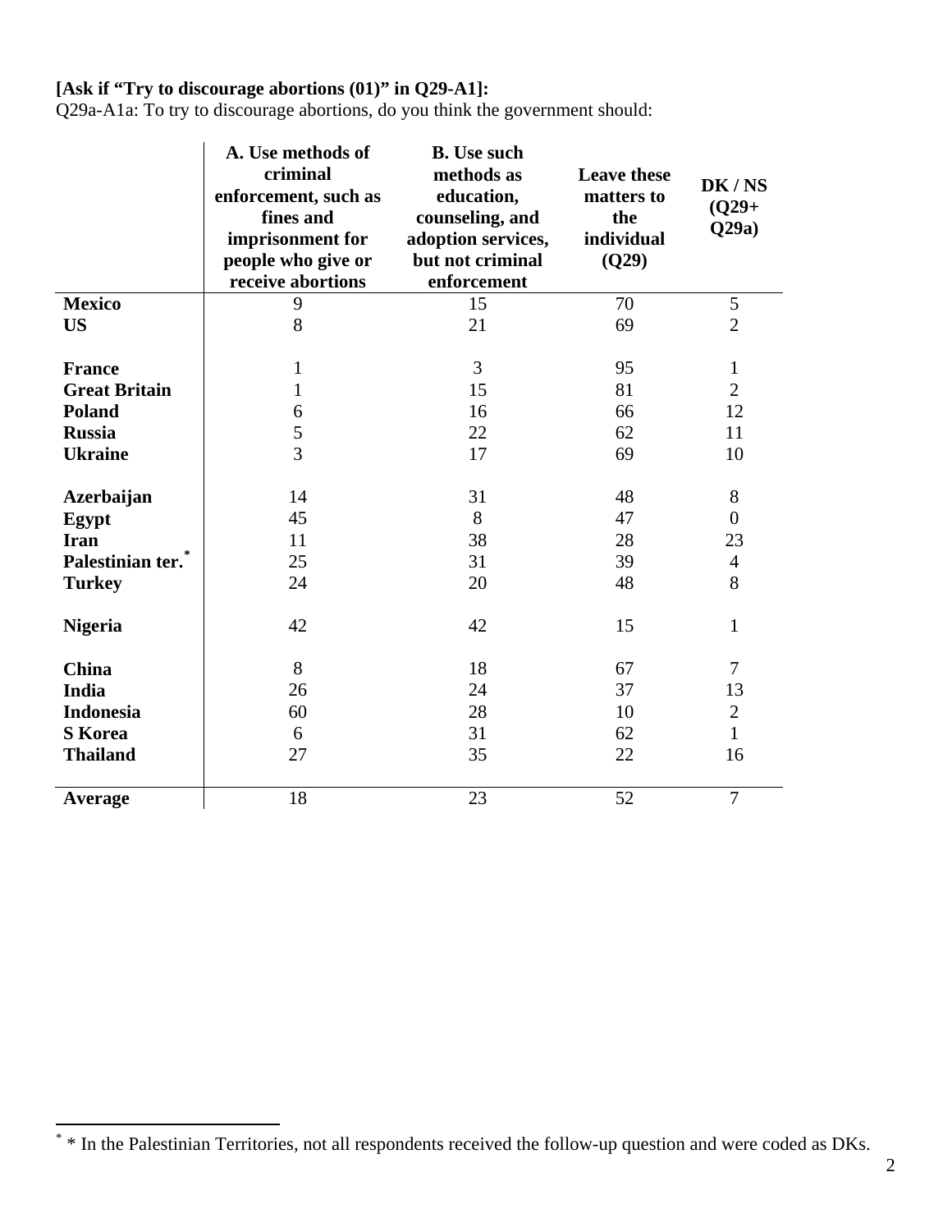**[Ask if "Try to discourage abortions (01)" in Q29-A1]:**

Q29a-A1a: To try to discourage abortions, do you think the government should:

| | A. Use methods of criminal enforcement, such as fines and imprisonment for people who give or receive abortions | B. Use such methods as education, counseling, and adoption services, but not criminal enforcement | Leave these matters to the individual (Q29) | DK / NS (Q29+ Q29a) |
|---|---|---|---|---|
| **Mexico** | 9 | 15 | 70 | 5 |
| **US** | 8 | 21 | 69 | 2 |
| | | | | |
| **France** | 1 | 3 | 95 | 1 |
| **Great Britain** | 1 | 15 | 81 | 2 |
| **Poland** | 6 | 16 | 66 | 12 |
| **Russia** | 5 | 22 | 62 | 11 |
| **Ukraine** | 3 | 17 | 69 | 10 |
| | | | | |
| **Azerbaijan** | 14 | 31 | 48 | 8 |
| **Egypt** | 45 | 8 | 47 | 0 |
| **Iran** | 11 | 38 | 28 | 23 |
| **Palestinian ter.*** | 25 | 31 | 39 | 4 |
| **Turkey** | 24 | 20 | 48 | 8 |
| | | | | |
| **Nigeria** | 42 | 42 | 15 | 1 |
| | | | | |
| **China** | 8 | 18 | 67 | 7 |
| **India** | 26 | 24 | 37 | 13 |
| **Indonesia** | 60 | 28 | 10 | 2 |
| **S Korea** | 6 | 31 | 62 | 1 |
| **Thailand** | 27 | 35 | 22 | 16 |
| | | | | |
| **Average** | 18 | 23 | 52 | 7 |

* * In the Palestinian Territories, not all respondents received the follow-up question and were coded as DKs.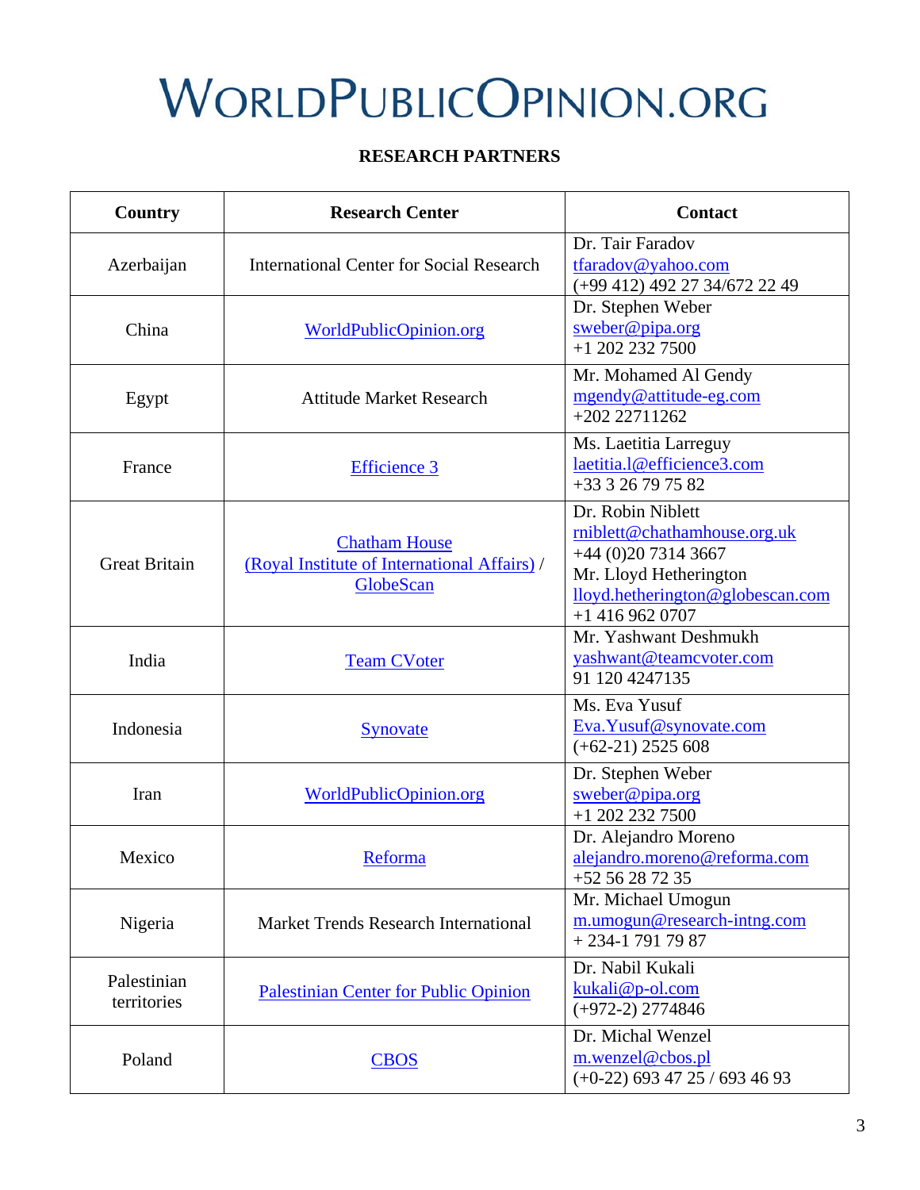# WORLDPUBLICOPINION.ORG

**RESEARCH PARTNERS**

| Country | Research Center | Contact |
|---|---|---|
| Azerbaijan | International Center for Social Research | Dr. Tair Faradov<br>tfaradov@yahoo.com<br>(+99 412) 492 27 34/672 22 49 |
| China | WorldPublicOpinion.org | Dr. Stephen Weber<br>sweber@pipa.org<br>+1 202 232 7500 |
| Egypt | Attitude Market Research | Mr. Mohamed Al Gendy<br>mgendy@attitude-eg.com<br>+202 22711262 |
| France | Efficience 3 | Ms. Laetitia Larreguy<br>laetitia.l@efficience3.com<br>+33 3 26 79 75 82 |
| Great Britain | Chatham House<br>(Royal Institute of International Affairs) /<br>GlobeScan | Dr. Robin Niblett<br>rniblett@chathamhouse.org.uk<br>+44 (0)20 7314 3667<br>Mr. Lloyd Hetherington<br>lloyd.hetherington@globescan.com<br>+1 416 962 0707 |
| India | Team CVoter | Mr. Yashwant Deshmukh<br>yashwant@teamcvoter.com<br>91 120 4247135 |
| Indonesia | Synovate | Ms. Eva Yusuf<br>Eva.Yusuf@synovate.com<br>(+62-21) 2525 608 |
| Iran | WorldPublicOpinion.org | Dr. Stephen Weber<br>sweber@pipa.org<br>+1 202 232 7500 |
| Mexico | Reforma | Dr. Alejandro Moreno<br>alejandro.moreno@reforma.com<br>+52 56 28 72 35 |
| Nigeria | Market Trends Research International | Mr. Michael Umogun<br>m.umogun@research-intng.com<br>+ 234-1 791 79 87 |
| Palestinian territories | Palestinian Center for Public Opinion | Dr. Nabil Kukali<br>kukali@p-ol.com<br>(+972-2) 2774846 |
| Poland | CBOS | Dr. Michal Wenzel<br>m.wenzel@cbos.pl<br>(+0-22) 693 47 25 / 693 46 93 |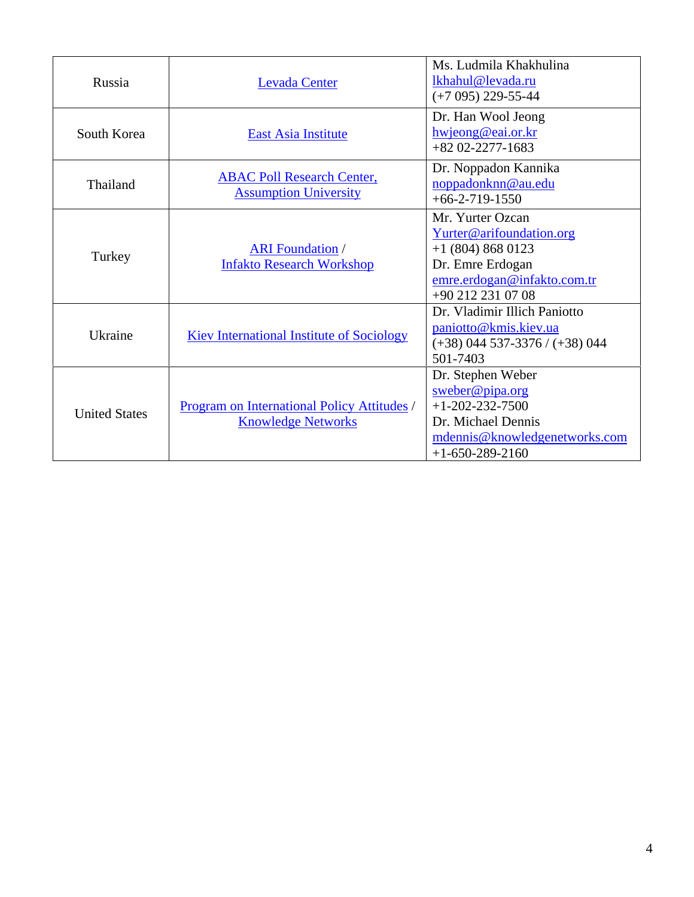| | | |
|---|---|---|
| Russia | Levada Center | Ms. Ludmila Khakhulina<br>lkhahul@levada.ru<br>(+7 095) 229-55-44 |
| South Korea | East Asia Institute | Dr. Han Wool Jeong<br>hwjeong@eai.or.kr<br>+82 02-2277-1683 |
| Thailand | ABAC Poll Research Center, Assumption University | Dr. Noppadon Kannika<br>noppadonknn@au.edu<br>+66-2-719-1550 |
| Turkey | ARI Foundation / Infakto Research Workshop | Mr. Yurter Ozcan<br>Yurter@arifoundation.org<br>+1 (804) 868 0123<br>Dr. Emre Erdogan<br>emre.erdogan@infakto.com.tr<br>+90 212 231 07 08 |
| Ukraine | Kiev International Institute of Sociology | Dr. Vladimir Illich Paniotto<br>paniotto@kmis.kiev.ua<br>(+38) 044 537-3376 / (+38) 044 501-7403 |
| United States | Program on International Policy Attitudes / Knowledge Networks | Dr. Stephen Weber<br>sweber@pipa.org<br>+1-202-232-7500<br>Dr. Michael Dennis<br>mdennis@knowledgenetworks.com<br>+1-650-289-2160 |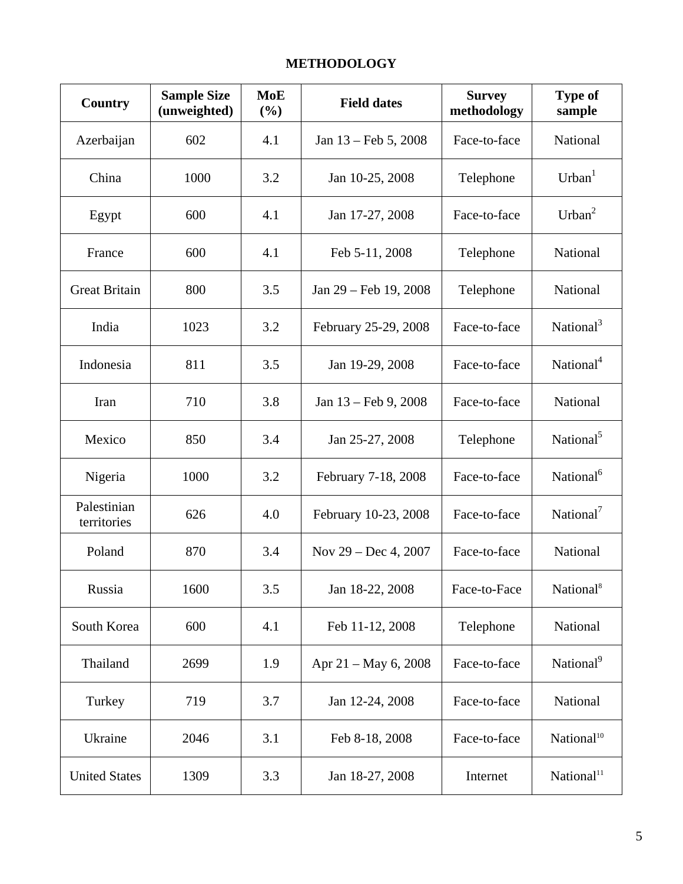# METHODOLOGY

| Country | Sample Size (unweighted) | MoE (%) | Field dates | Survey methodology | Type of sample |
|---|---|---|---|---|---|
| Azerbaijan | 602 | 4.1 | Jan 13 – Feb 5, 2008 | Face-to-face | National |
| China | 1000 | 3.2 | Jan 10-25, 2008 | Telephone | Urban[1] |
| Egypt | 600 | 4.1 | Jan 17-27, 2008 | Face-to-face | Urban[2] |
| France | 600 | 4.1 | Feb 5-11, 2008 | Telephone | National |
| Great Britain | 800 | 3.5 | Jan 29 – Feb 19, 2008 | Telephone | National |
| India | 1023 | 3.2 | February 25-29, 2008 | Face-to-face | National[3] |
| Indonesia | 811 | 3.5 | Jan 19-29, 2008 | Face-to-face | National[4] |
| Iran | 710 | 3.8 | Jan 13 – Feb 9, 2008 | Face-to-face | National |
| Mexico | 850 | 3.4 | Jan 25-27, 2008 | Telephone | National[5] |
| Nigeria | 1000 | 3.2 | February 7-18, 2008 | Face-to-face | National[6] |
| Palestinian territories | 626 | 4.0 | February 10-23, 2008 | Face-to-face | National[7] |
| Poland | 870 | 3.4 | Nov 29 – Dec 4, 2007 | Face-to-face | National |
| Russia | 1600 | 3.5 | Jan 18-22, 2008 | Face-to-Face | National[8] |
| South Korea | 600 | 4.1 | Feb 11-12, 2008 | Telephone | National |
| Thailand | 2699 | 1.9 | Apr 21 – May 6, 2008 | Face-to-face | National[9] |
| Turkey | 719 | 3.7 | Jan 12-24, 2008 | Face-to-face | National |
| Ukraine | 2046 | 3.1 | Feb 8-18, 2008 | Face-to-face | National[10] |
| United States | 1309 | 3.3 | Jan 18-27, 2008 | Internet | National[11] |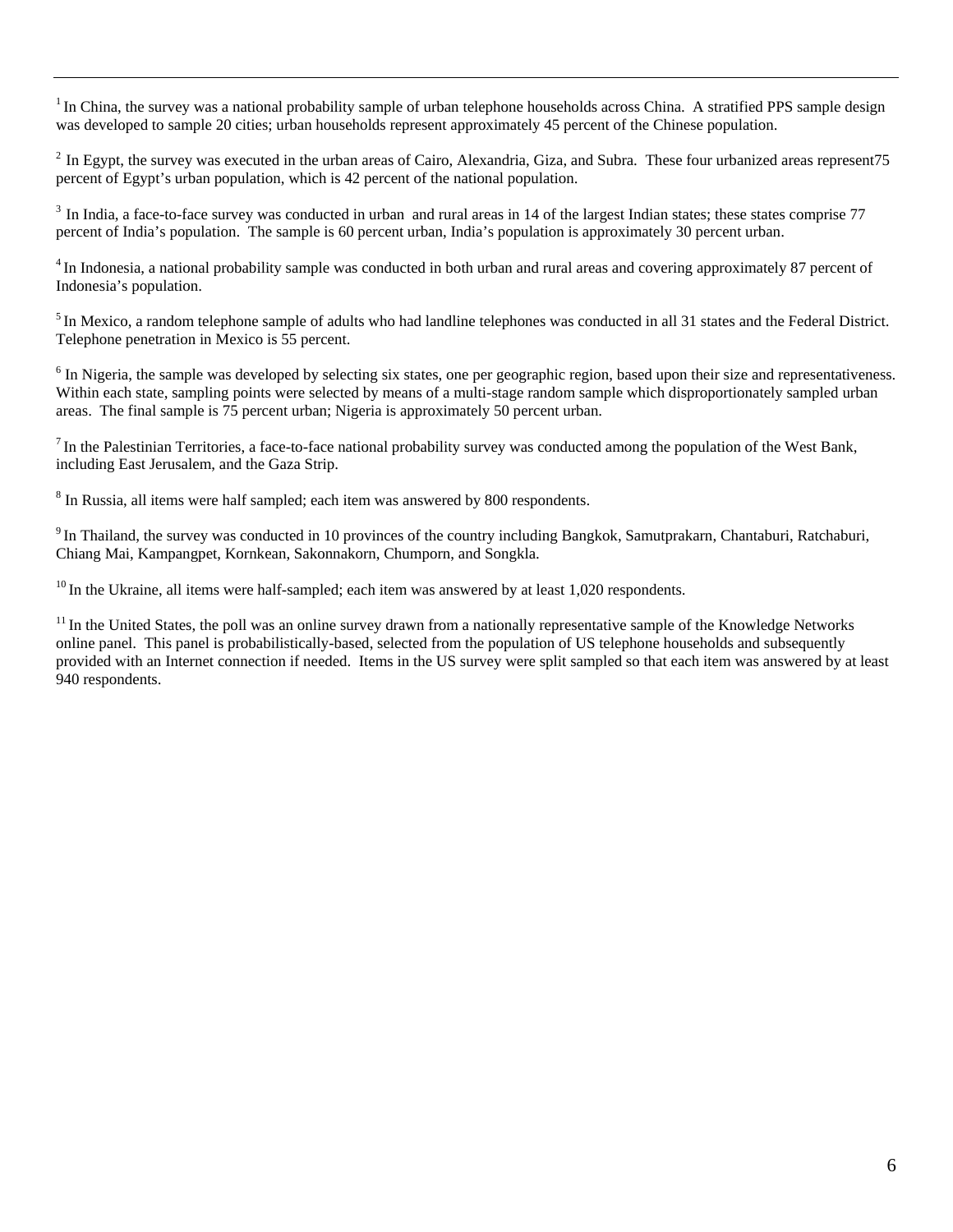[1] In China, the survey was a national probability sample of urban telephone households across China. A stratified PPS sample design was developed to sample 20 cities; urban households represent approximately 45 percent of the Chinese population.

[2] In Egypt, the survey was executed in the urban areas of Cairo, Alexandria, Giza, and Subra. These four urbanized areas represent75 percent of Egypt's urban population, which is 42 percent of the national population.

[3] In India, a face-to-face survey was conducted in urban and rural areas in 14 of the largest Indian states; these states comprise 77 percent of India's population. The sample is 60 percent urban, India's population is approximately 30 percent urban.

[4] In Indonesia, a national probability sample was conducted in both urban and rural areas and covering approximately 87 percent of Indonesia's population.

[5] In Mexico, a random telephone sample of adults who had landline telephones was conducted in all 31 states and the Federal District. Telephone penetration in Mexico is 55 percent.

[6] In Nigeria, the sample was developed by selecting six states, one per geographic region, based upon their size and representativeness. Within each state, sampling points were selected by means of a multi-stage random sample which disproportionately sampled urban areas. The final sample is 75 percent urban; Nigeria is approximately 50 percent urban.

[7] In the Palestinian Territories, a face-to-face national probability survey was conducted among the population of the West Bank, including East Jerusalem, and the Gaza Strip.

[8] In Russia, all items were half sampled; each item was answered by 800 respondents.

[9] In Thailand, the survey was conducted in 10 provinces of the country including Bangkok, Samutprakarn, Chantaburi, Ratchaburi, Chiang Mai, Kampangpet, Kornkean, Sakonnakorn, Chumporn, and Songkla.

[10] In the Ukraine, all items were half-sampled; each item was answered by at least 1,020 respondents.

[11] In the United States, the poll was an online survey drawn from a nationally representative sample of the Knowledge Networks online panel. This panel is probabilistically-based, selected from the population of US telephone households and subsequently provided with an Internet connection if needed. Items in the US survey were split sampled so that each item was answered by at least 940 respondents.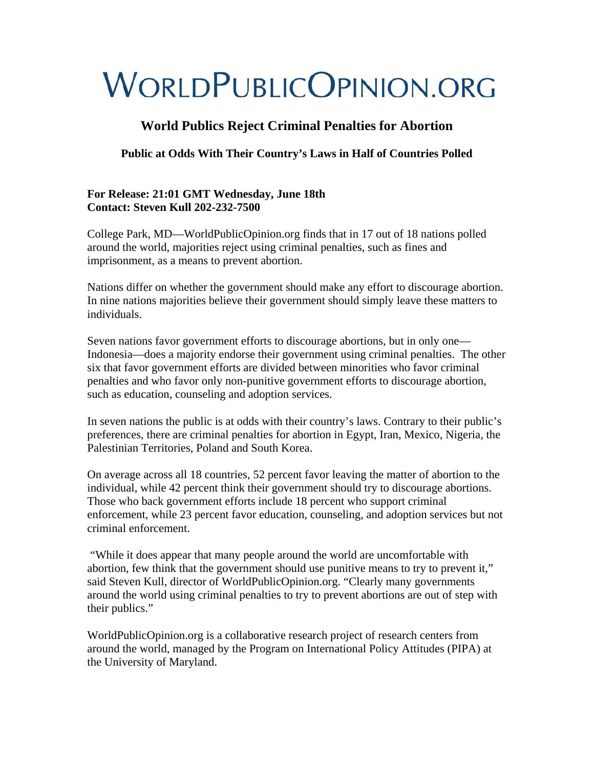# WorldPublicOpinion.org

## World Publics Reject Criminal Penalties for Abortion

### Public at Odds With Their Country's Laws in Half of Countries Polled

**For Release: 21:01 GMT Wednesday, June 18th**
**Contact: Steven Kull 202-232-7500**

College Park, MD—WorldPublicOpinion.org finds that in 17 out of 18 nations polled around the world, majorities reject using criminal penalties, such as fines and imprisonment, as a means to prevent abortion.

Nations differ on whether the government should make any effort to discourage abortion. In nine nations majorities believe their government should simply leave these matters to individuals.

Seven nations favor government efforts to discourage abortions, but in only one—Indonesia—does a majority endorse their government using criminal penalties. The other six that favor government efforts are divided between minorities who favor criminal penalties and who favor only non-punitive government efforts to discourage abortion, such as education, counseling and adoption services.

In seven nations the public is at odds with their country's laws. Contrary to their public's preferences, there are criminal penalties for abortion in Egypt, Iran, Mexico, Nigeria, the Palestinian Territories, Poland and South Korea.

On average across all 18 countries, 52 percent favor leaving the matter of abortion to the individual, while 42 percent think their government should try to discourage abortions. Those who back government efforts include 18 percent who support criminal enforcement, while 23 percent favor education, counseling, and adoption services but not criminal enforcement.

"While it does appear that many people around the world are uncomfortable with abortion, few think that the government should use punitive means to try to prevent it," said Steven Kull, director of WorldPublicOpinion.org. "Clearly many governments around the world using criminal penalties to try to prevent abortions are out of step with their publics."

WorldPublicOpinion.org is a collaborative research project of research centers from around the world, managed by the Program on International Policy Attitudes (PIPA) at the University of Maryland.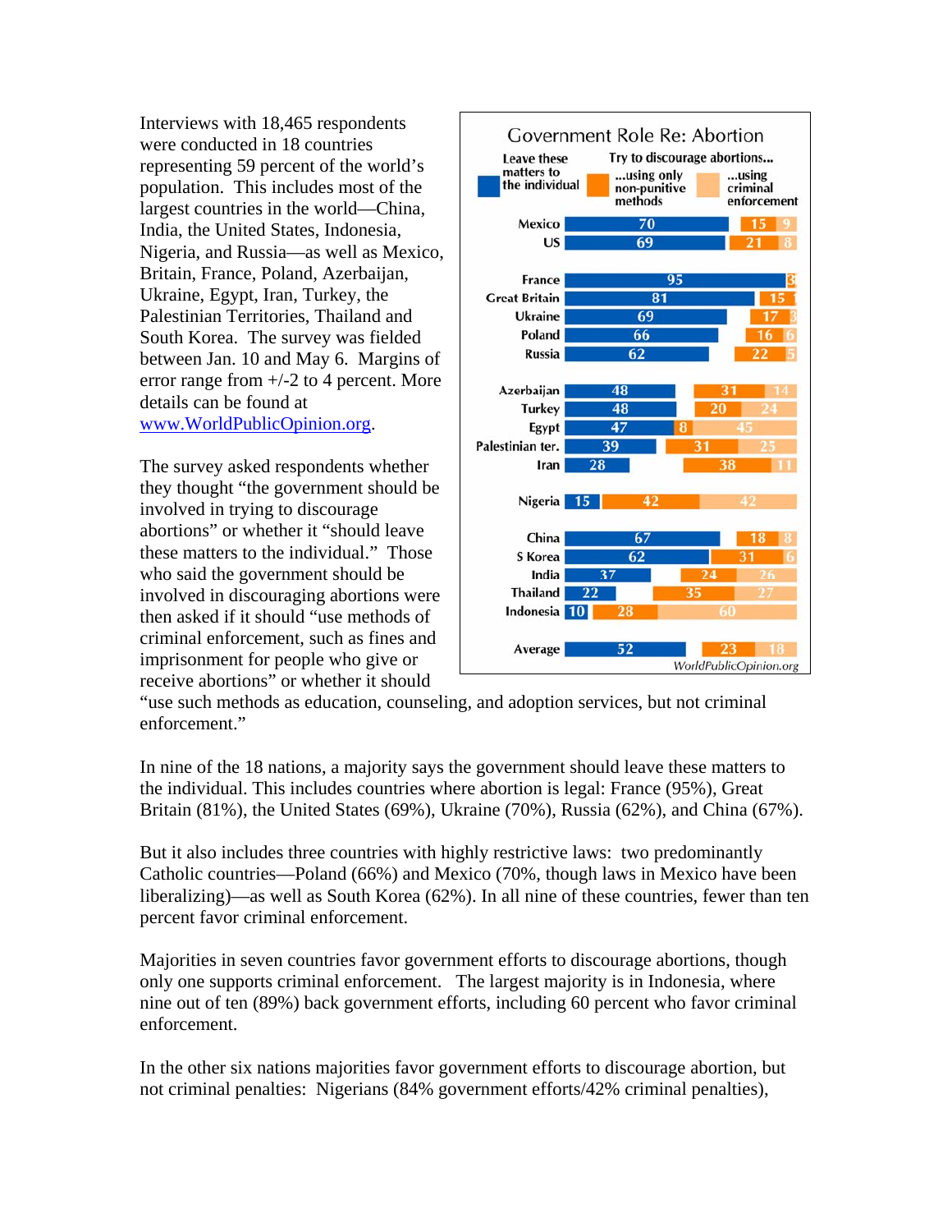Interviews with 18,465 respondents were conducted in 18 countries representing 59 percent of the world's population. This includes most of the largest countries in the world—China, India, the United States, Indonesia, Nigeria, and Russia—as well as Mexico, Britain, France, Poland, Azerbaijan, Ukraine, Egypt, Iran, Turkey, the Palestinian Territories, Thailand and South Korea. The survey was fielded between Jan. 10 and May 6. Margins of error range from +/-2 to 4 percent. More details can be found at [www.WorldPublicOpinion.org](http://www.WorldPublicOpinion.org).

**Government Role Re: Abortion**

| Country | Leave these matters to the individual | Try to discourage abortions... using only non-punitive methods | Try to discourage abortions... using criminal enforcement |
|---|---|---|---|
| Mexico | 70 | 15 | 9 |
| US | 69 | 21 | 8 |
| France | 95 | | 3 |
| Great Britain | 81 | 15 | 1 |
| Ukraine | 69 | 17 | 3 |
| Poland | 66 | 16 | 6 |
| Russia | 62 | 22 | 5 |
| Azerbaijan | 48 | 31 | 14 |
| Turkey | 48 | 20 | 24 |
| Egypt | 47 | 8 | 45 |
| Palestinian ter. | 39 | 31 | 25 |
| Iran | 28 | 38 | 11 |
| Nigeria | 15 | 42 | 42 |
| China | 67 | 18 | 8 |
| S Korea | 62 | 31 | 6 |
| India | 37 | 24 | 26 |
| Thailand | 22 | 35 | 27 |
| Indonesia | 10 | 28 | 60 |
| Average | 52 | 23 | 18 |

WorldPublicOpinion.org

The survey asked respondents whether they thought "the government should be involved in trying to discourage abortions" or whether it "should leave these matters to the individual." Those who said the government should be involved in discouraging abortions were then asked if it should "use methods of criminal enforcement, such as fines and imprisonment for people who give or receive abortions" or whether it should "use such methods as education, counseling, and adoption services, but not criminal enforcement."

In nine of the 18 nations, a majority says the government should leave these matters to the individual. This includes countries where abortion is legal: France (95%), Great Britain (81%), the United States (69%), Ukraine (70%), Russia (62%), and China (67%).

But it also includes three countries with highly restrictive laws: two predominantly Catholic countries—Poland (66%) and Mexico (70%, though laws in Mexico have been liberalizing)—as well as South Korea (62%). In all nine of these countries, fewer than ten percent favor criminal enforcement.

Majorities in seven countries favor government efforts to discourage abortions, though only one supports criminal enforcement. The largest majority is in Indonesia, where nine out of ten (89%) back government efforts, including 60 percent who favor criminal enforcement.

In the other six nations majorities favor government efforts to discourage abortion, but not criminal penalties: Nigerians (84% government efforts/42% criminal penalties),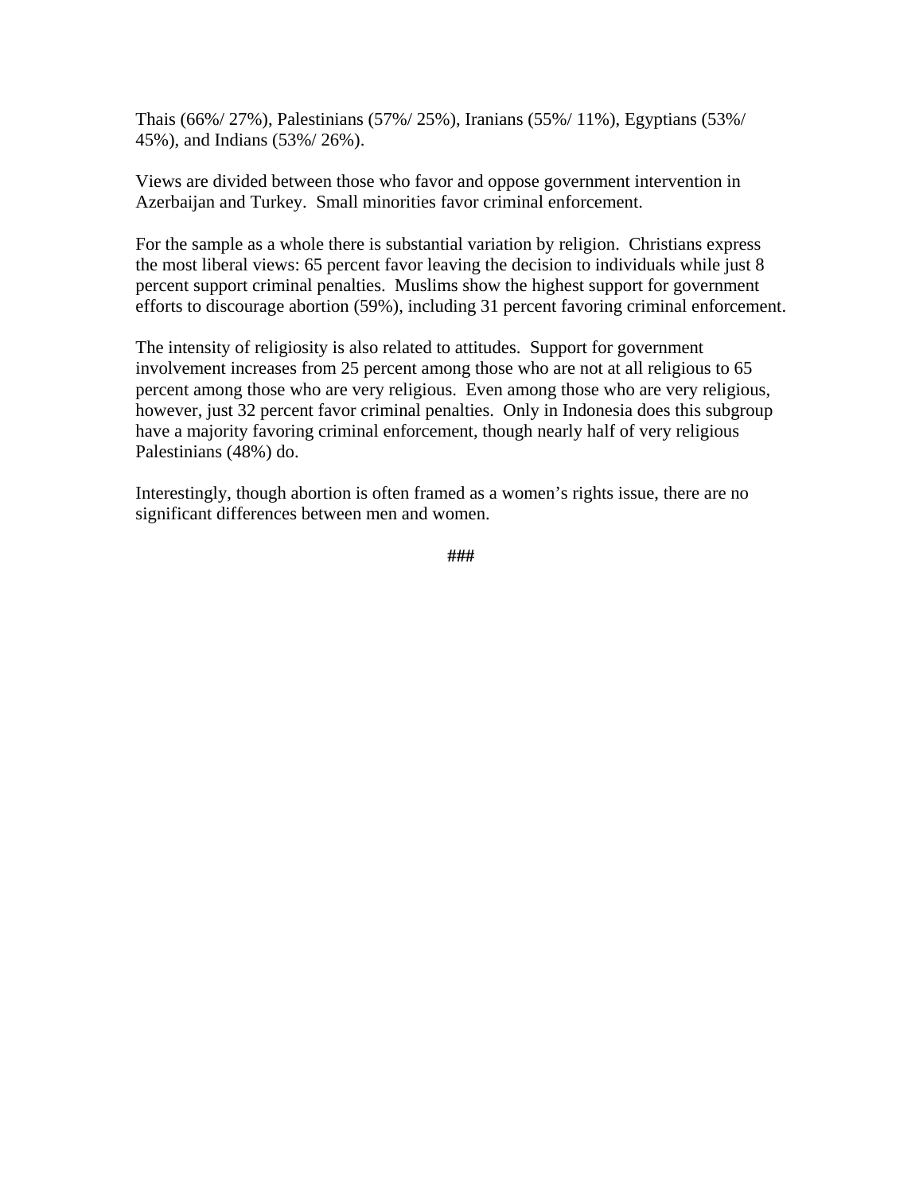Thais (66%/ 27%), Palestinians (57%/ 25%), Iranians (55%/ 11%), Egyptians (53%/ 45%), and Indians (53%/ 26%).

Views are divided between those who favor and oppose government intervention in Azerbaijan and Turkey. Small minorities favor criminal enforcement.

For the sample as a whole there is substantial variation by religion. Christians express the most liberal views: 65 percent favor leaving the decision to individuals while just 8 percent support criminal penalties. Muslims show the highest support for government efforts to discourage abortion (59%), including 31 percent favoring criminal enforcement.

The intensity of religiosity is also related to attitudes. Support for government involvement increases from 25 percent among those who are not at all religious to 65 percent among those who are very religious. Even among those who are very religious, however, just 32 percent favor criminal penalties. Only in Indonesia does this subgroup have a majority favoring criminal enforcement, though nearly half of very religious Palestinians (48%) do.

Interestingly, though abortion is often framed as a women's rights issue, there are no significant differences between men and women.

**###**